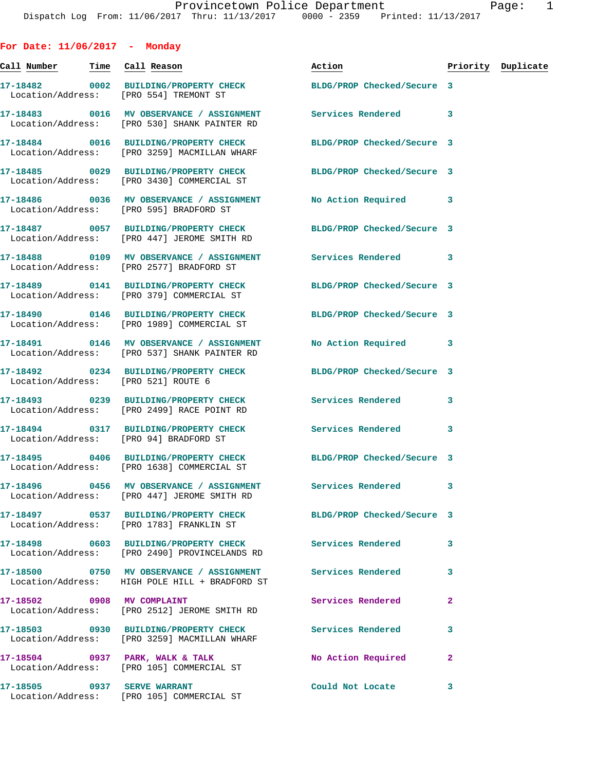## For Date: 11/06/2017 - Monday

| Call Number | Time | Call Reason | Action | Priority | Duplicate |
|---|---|---|---|---|---|
| 17-18482 | 0002 | BUILDING/PROPERTY CHECK | BLDG/PROP Checked/Secure | 3 | |
| Location/Address: | | [PRO 554] TREMONT ST | | | |
| 17-18483 | 0016 | MV OBSERVANCE / ASSIGNMENT | Services Rendered | 3 | |
| Location/Address: | | [PRO 530] SHANK PAINTER RD | | | |
| 17-18484 | 0016 | BUILDING/PROPERTY CHECK | BLDG/PROP Checked/Secure | 3 | |
| Location/Address: | | [PRO 3259] MACMILLAN WHARF | | | |
| 17-18485 | 0029 | BUILDING/PROPERTY CHECK | BLDG/PROP Checked/Secure | 3 | |
| Location/Address: | | [PRO 3430] COMMERCIAL ST | | | |
| 17-18486 | 0036 | MV OBSERVANCE / ASSIGNMENT | No Action Required | 3 | |
| Location/Address: | | [PRO 595] BRADFORD ST | | | |
| 17-18487 | 0057 | BUILDING/PROPERTY CHECK | BLDG/PROP Checked/Secure | 3 | |
| Location/Address: | | [PRO 447] JEROME SMITH RD | | | |
| 17-18488 | 0109 | MV OBSERVANCE / ASSIGNMENT | Services Rendered | 3 | |
| Location/Address: | | [PRO 2577] BRADFORD ST | | | |
| 17-18489 | 0141 | BUILDING/PROPERTY CHECK | BLDG/PROP Checked/Secure | 3 | |
| Location/Address: | | [PRO 379] COMMERCIAL ST | | | |
| 17-18490 | 0146 | BUILDING/PROPERTY CHECK | BLDG/PROP Checked/Secure | 3 | |
| Location/Address: | | [PRO 1989] COMMERCIAL ST | | | |
| 17-18491 | 0146 | MV OBSERVANCE / ASSIGNMENT | No Action Required | 3 | |
| Location/Address: | | [PRO 537] SHANK PAINTER RD | | | |
| 17-18492 | 0234 | BUILDING/PROPERTY CHECK | BLDG/PROP Checked/Secure | 3 | |
| Location/Address: | | [PRO 521] ROUTE 6 | | | |
| 17-18493 | 0239 | BUILDING/PROPERTY CHECK | Services Rendered | 3 | |
| Location/Address: | | [PRO 2499] RACE POINT RD | | | |
| 17-18494 | 0317 | BUILDING/PROPERTY CHECK | Services Rendered | 3 | |
| Location/Address: | | [PRO 94] BRADFORD ST | | | |
| 17-18495 | 0406 | BUILDING/PROPERTY CHECK | BLDG/PROP Checked/Secure | 3 | |
| Location/Address: | | [PRO 1638] COMMERCIAL ST | | | |
| 17-18496 | 0456 | MV OBSERVANCE / ASSIGNMENT | Services Rendered | 3 | |
| Location/Address: | | [PRO 447] JEROME SMITH RD | | | |
| 17-18497 | 0537 | BUILDING/PROPERTY CHECK | BLDG/PROP Checked/Secure | 3 | |
| Location/Address: | | [PRO 1783] FRANKLIN ST | | | |
| 17-18498 | 0603 | BUILDING/PROPERTY CHECK | Services Rendered | 3 | |
| Location/Address: | | [PRO 2490] PROVINCELANDS RD | | | |
| 17-18500 | 0750 | MV OBSERVANCE / ASSIGNMENT | Services Rendered | 3 | |
| Location/Address: | | HIGH POLE HILL + BRADFORD ST | | | |
| 17-18502 | 0908 | MV COMPLAINT | Services Rendered | 2 | |
| Location/Address: | | [PRO 2512] JEROME SMITH RD | | | |
| 17-18503 | 0930 | BUILDING/PROPERTY CHECK | Services Rendered | 3 | |
| Location/Address: | | [PRO 3259] MACMILLAN WHARF | | | |
| 17-18504 | 0937 | PARK, WALK & TALK | No Action Required | 2 | |
| Location/Address: | | [PRO 105] COMMERCIAL ST | | | |
| 17-18505 | 0937 | SERVE WARRANT | Could Not Locate | 3 | |
| Location/Address: | | [PRO 105] COMMERCIAL ST | | | |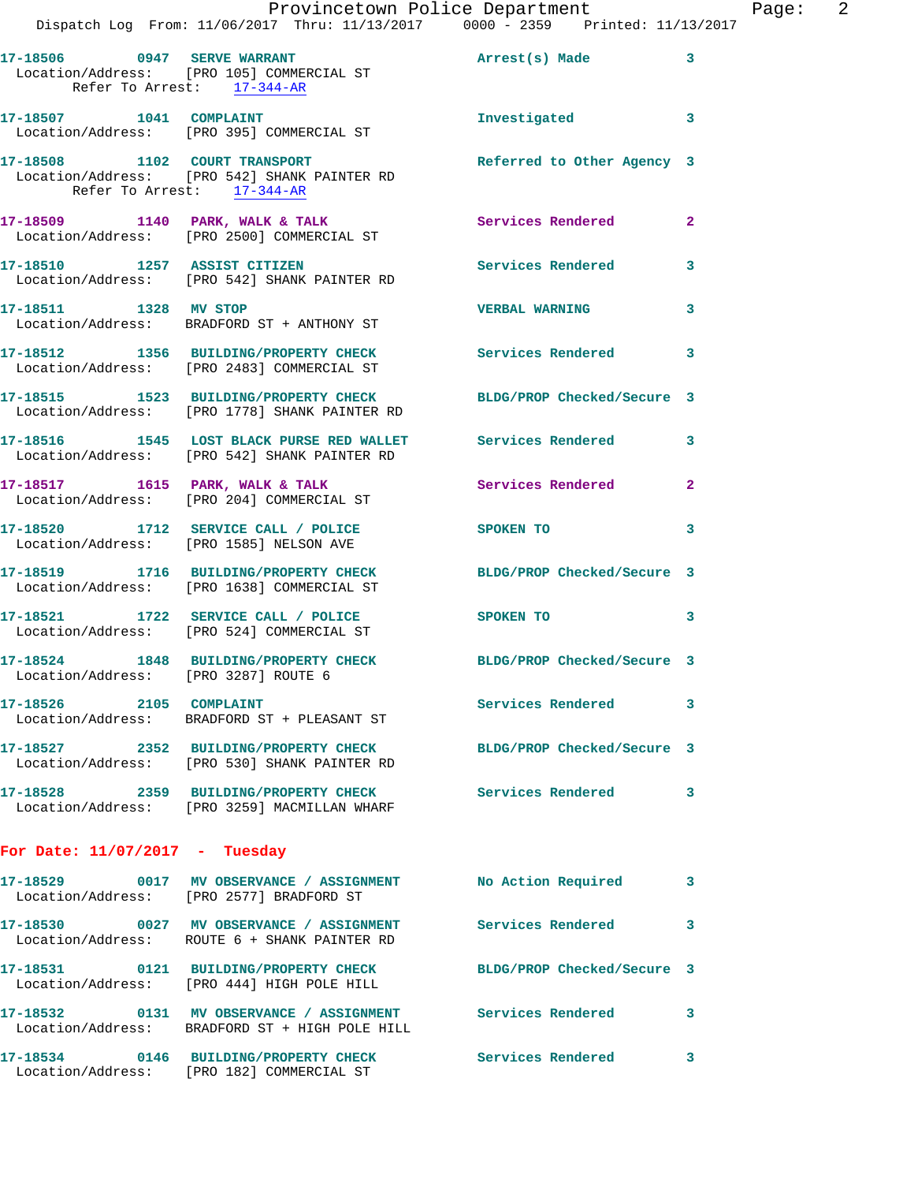17-18506 0947 SERVE WARRANT Arrest(s) Made 3
Location/Address: [PRO 105] COMMERCIAL ST
Refer To Arrest: 17-344-AR

17-18507 1041 COMPLAINT Investigated 3
Location/Address: [PRO 395] COMMERCIAL ST

17-18508 1102 COURT TRANSPORT Referred to Other Agency 3
Location/Address: [PRO 542] SHANK PAINTER RD
Refer To Arrest: 17-344-AR

17-18509 1140 PARK, WALK & TALK Services Rendered 2
Location/Address: [PRO 2500] COMMERCIAL ST

17-18510 1257 ASSIST CITIZEN Services Rendered 3
Location/Address: [PRO 542] SHANK PAINTER RD

17-18511 1328 MV STOP VERBAL WARNING 3
Location/Address: BRADFORD ST + ANTHONY ST

17-18512 1356 BUILDING/PROPERTY CHECK Services Rendered 3
Location/Address: [PRO 2483] COMMERCIAL ST

17-18515 1523 BUILDING/PROPERTY CHECK BLDG/PROP Checked/Secure 3
Location/Address: [PRO 1778] SHANK PAINTER RD

17-18516 1545 LOST BLACK PURSE RED WALLET Services Rendered 3
Location/Address: [PRO 542] SHANK PAINTER RD

17-18517 1615 PARK, WALK & TALK Services Rendered 2
Location/Address: [PRO 204] COMMERCIAL ST

17-18520 1712 SERVICE CALL / POLICE SPOKEN TO 3
Location/Address: [PRO 1585] NELSON AVE

17-18519 1716 BUILDING/PROPERTY CHECK BLDG/PROP Checked/Secure 3
Location/Address: [PRO 1638] COMMERCIAL ST

17-18521 1722 SERVICE CALL / POLICE SPOKEN TO 3
Location/Address: [PRO 524] COMMERCIAL ST

17-18524 1848 BUILDING/PROPERTY CHECK BLDG/PROP Checked/Secure 3
Location/Address: [PRO 3287] ROUTE 6

17-18526 2105 COMPLAINT Services Rendered 3
Location/Address: BRADFORD ST + PLEASANT ST

17-18527 2352 BUILDING/PROPERTY CHECK BLDG/PROP Checked/Secure 3
Location/Address: [PRO 530] SHANK PAINTER RD

17-18528 2359 BUILDING/PROPERTY CHECK Services Rendered 3
Location/Address: [PRO 3259] MACMILLAN WHARF

**For Date: 11/07/2017 - Tuesday**

17-18529 0017 MV OBSERVANCE / ASSIGNMENT No Action Required 3
Location/Address: [PRO 2577] BRADFORD ST

17-18530 0027 MV OBSERVANCE / ASSIGNMENT Services Rendered 3
Location/Address: ROUTE 6 + SHANK PAINTER RD

17-18531 0121 BUILDING/PROPERTY CHECK BLDG/PROP Checked/Secure 3
Location/Address: [PRO 444] HIGH POLE HILL

17-18532 0131 MV OBSERVANCE / ASSIGNMENT Services Rendered 3
Location/Address: BRADFORD ST + HIGH POLE HILL

17-18534 0146 BUILDING/PROPERTY CHECK Services Rendered 3
Location/Address: [PRO 182] COMMERCIAL ST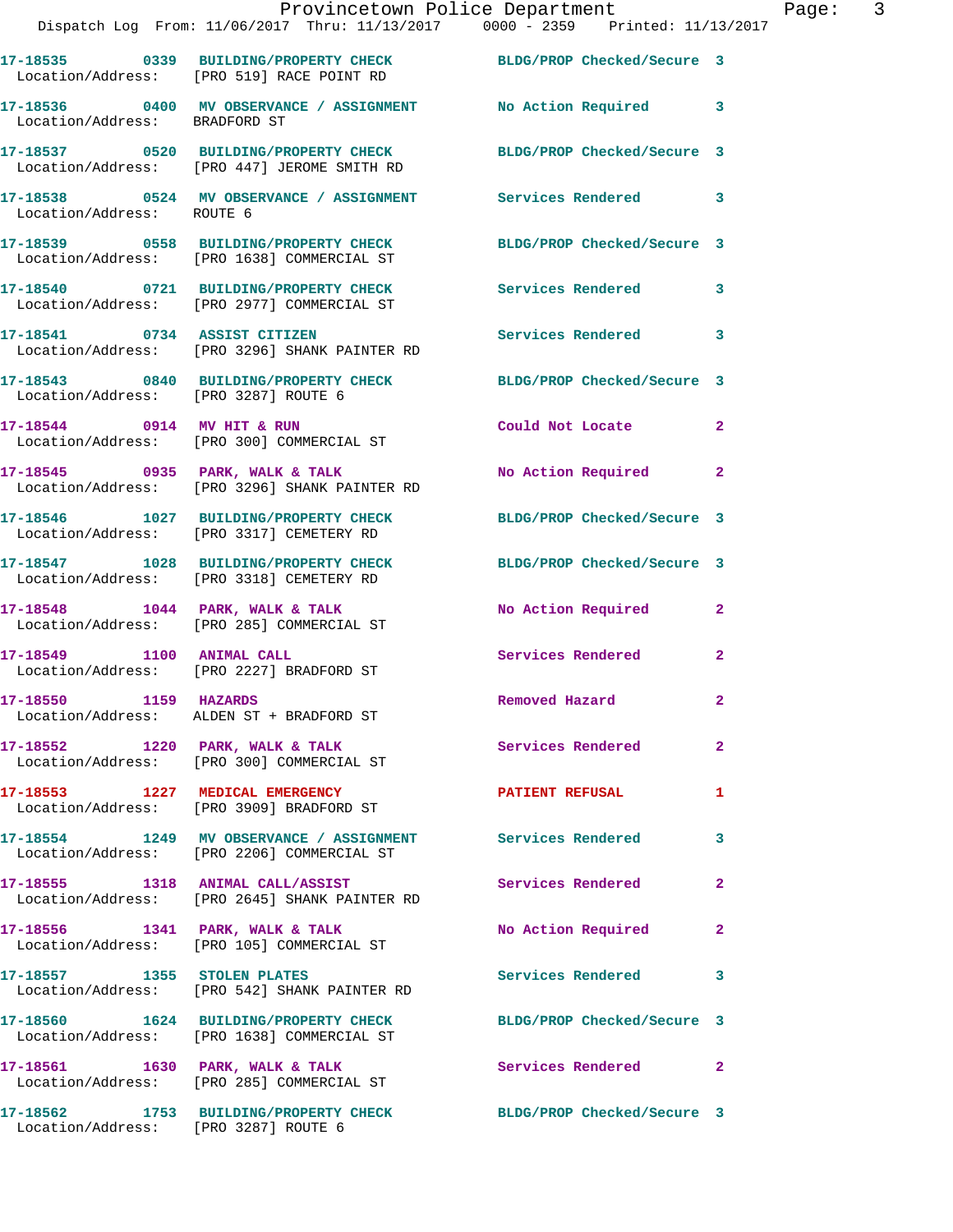17-18535 0339 BUILDING/PROPERTY CHECK BLDG/PROP Checked/Secure 3
Location/Address: [PRO 519] RACE POINT RD

17-18536 0400 MV OBSERVANCE / ASSIGNMENT No Action Required 3
Location/Address: BRADFORD ST

17-18537 0520 BUILDING/PROPERTY CHECK BLDG/PROP Checked/Secure 3
Location/Address: [PRO 447] JEROME SMITH RD

17-18538 0524 MV OBSERVANCE / ASSIGNMENT Services Rendered 3
Location/Address: ROUTE 6

17-18539 0558 BUILDING/PROPERTY CHECK BLDG/PROP Checked/Secure 3
Location/Address: [PRO 1638] COMMERCIAL ST

17-18540 0721 BUILDING/PROPERTY CHECK Services Rendered 3
Location/Address: [PRO 2977] COMMERCIAL ST

17-18541 0734 ASSIST CITIZEN Services Rendered 3
Location/Address: [PRO 3296] SHANK PAINTER RD

17-18543 0840 BUILDING/PROPERTY CHECK BLDG/PROP Checked/Secure 3
Location/Address: [PRO 3287] ROUTE 6

17-18544 0914 MV HIT & RUN Could Not Locate 2
Location/Address: [PRO 300] COMMERCIAL ST

17-18545 0935 PARK, WALK & TALK No Action Required 2
Location/Address: [PRO 3296] SHANK PAINTER RD

17-18546 1027 BUILDING/PROPERTY CHECK BLDG/PROP Checked/Secure 3
Location/Address: [PRO 3317] CEMETERY RD

17-18547 1028 BUILDING/PROPERTY CHECK BLDG/PROP Checked/Secure 3
Location/Address: [PRO 3318] CEMETERY RD

17-18548 1044 PARK, WALK & TALK No Action Required 2
Location/Address: [PRO 285] COMMERCIAL ST

17-18549 1100 ANIMAL CALL Services Rendered 2
Location/Address: [PRO 2227] BRADFORD ST

17-18550 1159 HAZARDS Removed Hazard 2
Location/Address: ALDEN ST + BRADFORD ST

17-18552 1220 PARK, WALK & TALK Services Rendered 2
Location/Address: [PRO 300] COMMERCIAL ST

17-18553 1227 MEDICAL EMERGENCY PATIENT REFUSAL 1
Location/Address: [PRO 3909] BRADFORD ST

17-18554 1249 MV OBSERVANCE / ASSIGNMENT Services Rendered 3
Location/Address: [PRO 2206] COMMERCIAL ST

17-18555 1318 ANIMAL CALL/ASSIST Services Rendered 2
Location/Address: [PRO 2645] SHANK PAINTER RD

17-18556 1341 PARK, WALK & TALK No Action Required 2
Location/Address: [PRO 105] COMMERCIAL ST

17-18557 1355 STOLEN PLATES Services Rendered 3
Location/Address: [PRO 542] SHANK PAINTER RD

17-18560 1624 BUILDING/PROPERTY CHECK BLDG/PROP Checked/Secure 3
Location/Address: [PRO 1638] COMMERCIAL ST

17-18561 1630 PARK, WALK & TALK Services Rendered 2
Location/Address: [PRO 285] COMMERCIAL ST

17-18562 1753 BUILDING/PROPERTY CHECK BLDG/PROP Checked/Secure 3
Location/Address: [PRO 3287] ROUTE 6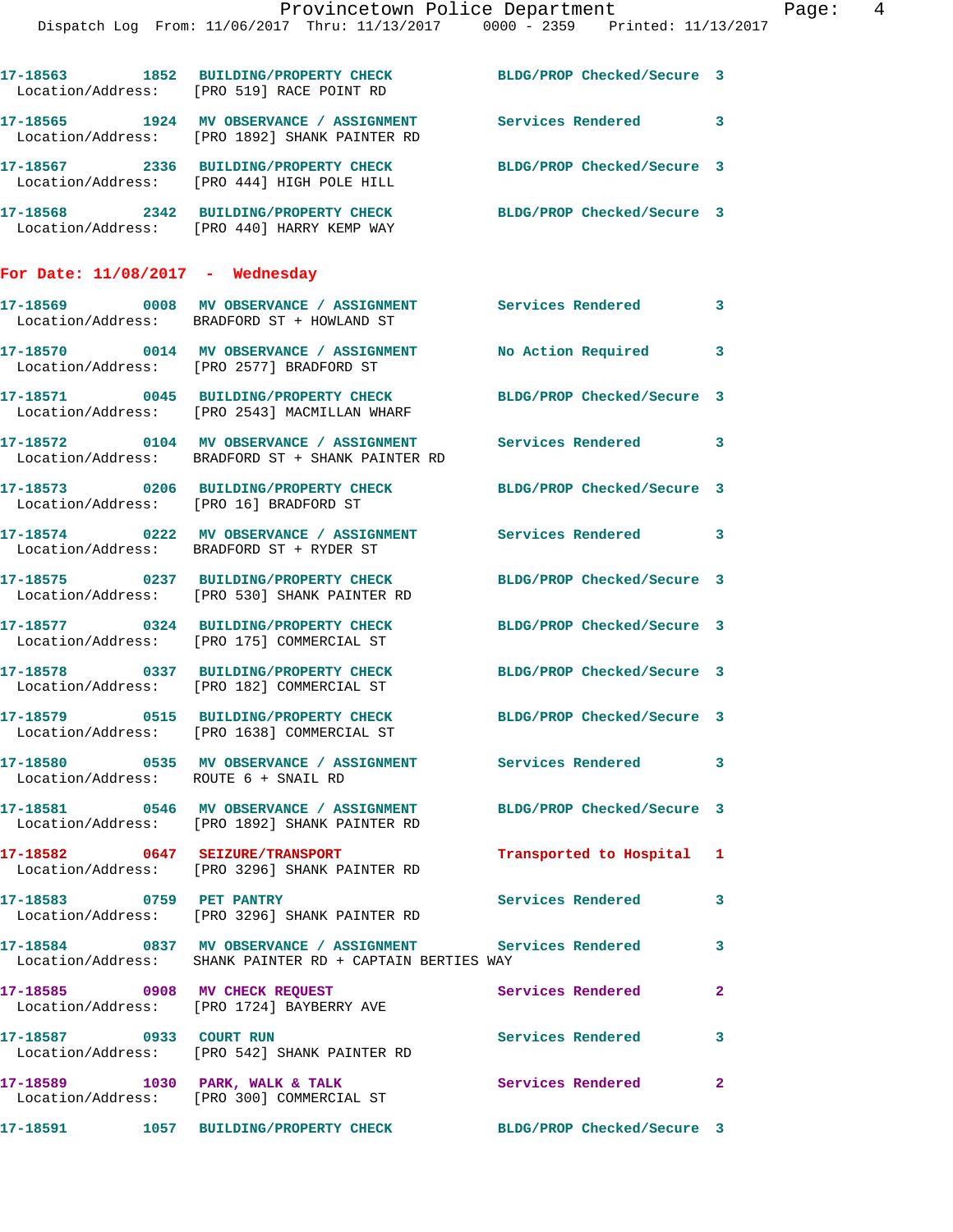17-18563 1852 BUILDING/PROPERTY CHECK BLDG/PROP Checked/Secure 3
Location/Address: [PRO 519] RACE POINT RD

17-18565 1924 MV OBSERVANCE / ASSIGNMENT Services Rendered 3
Location/Address: [PRO 1892] SHANK PAINTER RD

17-18567 2336 BUILDING/PROPERTY CHECK BLDG/PROP Checked/Secure 3
Location/Address: [PRO 444] HIGH POLE HILL

17-18568 2342 BUILDING/PROPERTY CHECK BLDG/PROP Checked/Secure 3
Location/Address: [PRO 440] HARRY KEMP WAY

## For Date: 11/08/2017 - Wednesday

17-18569 0008 MV OBSERVANCE / ASSIGNMENT Services Rendered 3
Location/Address: BRADFORD ST + HOWLAND ST

17-18570 0014 MV OBSERVANCE / ASSIGNMENT No Action Required 3
Location/Address: [PRO 2577] BRADFORD ST

17-18571 0045 BUILDING/PROPERTY CHECK BLDG/PROP Checked/Secure 3
Location/Address: [PRO 2543] MACMILLAN WHARF

17-18572 0104 MV OBSERVANCE / ASSIGNMENT Services Rendered 3
Location/Address: BRADFORD ST + SHANK PAINTER RD

17-18573 0206 BUILDING/PROPERTY CHECK BLDG/PROP Checked/Secure 3
Location/Address: [PRO 16] BRADFORD ST

17-18574 0222 MV OBSERVANCE / ASSIGNMENT Services Rendered 3
Location/Address: BRADFORD ST + RYDER ST

17-18575 0237 BUILDING/PROPERTY CHECK BLDG/PROP Checked/Secure 3
Location/Address: [PRO 530] SHANK PAINTER RD

17-18577 0324 BUILDING/PROPERTY CHECK BLDG/PROP Checked/Secure 3
Location/Address: [PRO 175] COMMERCIAL ST

17-18578 0337 BUILDING/PROPERTY CHECK BLDG/PROP Checked/Secure 3
Location/Address: [PRO 182] COMMERCIAL ST

17-18579 0515 BUILDING/PROPERTY CHECK BLDG/PROP Checked/Secure 3
Location/Address: [PRO 1638] COMMERCIAL ST

17-18580 0535 MV OBSERVANCE / ASSIGNMENT Services Rendered 3
Location/Address: ROUTE 6 + SNAIL RD

17-18581 0546 MV OBSERVANCE / ASSIGNMENT BLDG/PROP Checked/Secure 3
Location/Address: [PRO 1892] SHANK PAINTER RD

17-18582 0647 SEIZURE/TRANSPORT Transported to Hospital 1
Location/Address: [PRO 3296] SHANK PAINTER RD

17-18583 0759 PET PANTRY Services Rendered 3
Location/Address: [PRO 3296] SHANK PAINTER RD

17-18584 0837 MV OBSERVANCE / ASSIGNMENT Services Rendered 3
Location/Address: SHANK PAINTER RD + CAPTAIN BERTIES WAY

17-18585 0908 MV CHECK REQUEST Services Rendered 2
Location/Address: [PRO 1724] BAYBERRY AVE

17-18587 0933 COURT RUN Services Rendered 3
Location/Address: [PRO 542] SHANK PAINTER RD

17-18589 1030 PARK, WALK & TALK Services Rendered 2
Location/Address: [PRO 300] COMMERCIAL ST

17-18591 1057 BUILDING/PROPERTY CHECK BLDG/PROP Checked/Secure 3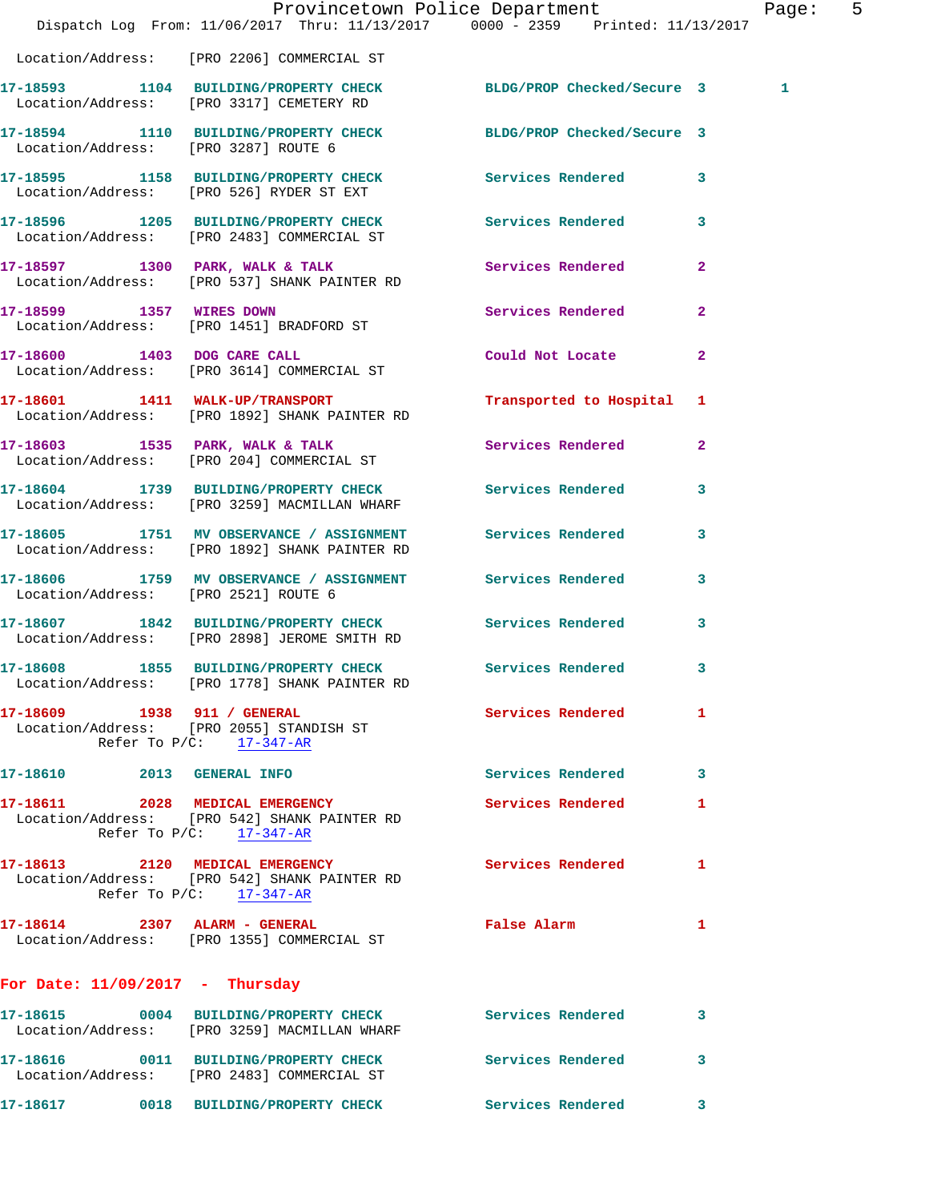Location/Address: [PRO 2206] COMMERCIAL ST

**17-18593** 1104 BUILDING/PROPERTY CHECK BLDG/PROP Checked/Secure 3 1
Location/Address: [PRO 3317] CEMETERY RD

**17-18594** 1110 BUILDING/PROPERTY CHECK BLDG/PROP Checked/Secure 3
Location/Address: [PRO 3287] ROUTE 6

**17-18595** 1158 BUILDING/PROPERTY CHECK Services Rendered 3
Location/Address: [PRO 526] RYDER ST EXT

**17-18596** 1205 BUILDING/PROPERTY CHECK Services Rendered 3
Location/Address: [PRO 2483] COMMERCIAL ST

**17-18597** 1300 PARK, WALK & TALK Services Rendered 2
Location/Address: [PRO 537] SHANK PAINTER RD

**17-18599** 1357 WIRES DOWN Services Rendered 2
Location/Address: [PRO 1451] BRADFORD ST

**17-18600** 1403 DOG CARE CALL Could Not Locate 2
Location/Address: [PRO 3614] COMMERCIAL ST

**17-18601** 1411 WALK-UP/TRANSPORT Transported to Hospital 1
Location/Address: [PRO 1892] SHANK PAINTER RD

**17-18603** 1535 PARK, WALK & TALK Services Rendered 2
Location/Address: [PRO 204] COMMERCIAL ST

**17-18604** 1739 BUILDING/PROPERTY CHECK Services Rendered 3
Location/Address: [PRO 3259] MACMILLAN WHARF

**17-18605** 1751 MV OBSERVANCE / ASSIGNMENT Services Rendered 3
Location/Address: [PRO 1892] SHANK PAINTER RD

**17-18606** 1759 MV OBSERVANCE / ASSIGNMENT Services Rendered 3
Location/Address: [PRO 2521] ROUTE 6

**17-18607** 1842 BUILDING/PROPERTY CHECK Services Rendered 3
Location/Address: [PRO 2898] JEROME SMITH RD

**17-18608** 1855 BUILDING/PROPERTY CHECK Services Rendered 3
Location/Address: [PRO 1778] SHANK PAINTER RD

**17-18609** 1938 911 / GENERAL Services Rendered 1
Location/Address: [PRO 2055] STANDISH ST
Refer To P/C: 17-347-AR

**17-18610** 2013 GENERAL INFO Services Rendered 3

**17-18611** 2028 MEDICAL EMERGENCY Services Rendered 1
Location/Address: [PRO 542] SHANK PAINTER RD
Refer To P/C: 17-347-AR

**17-18613** 2120 MEDICAL EMERGENCY Services Rendered 1
Location/Address: [PRO 542] SHANK PAINTER RD
Refer To P/C: 17-347-AR

**17-18614** 2307 ALARM - GENERAL False Alarm 1
Location/Address: [PRO 1355] COMMERCIAL ST

## For Date: 11/09/2017 - Thursday

**17-18615** 0004 BUILDING/PROPERTY CHECK Services Rendered 3
Location/Address: [PRO 3259] MACMILLAN WHARF

**17-18616** 0011 BUILDING/PROPERTY CHECK Services Rendered 3
Location/Address: [PRO 2483] COMMERCIAL ST

**17-18617** 0018 BUILDING/PROPERTY CHECK Services Rendered 3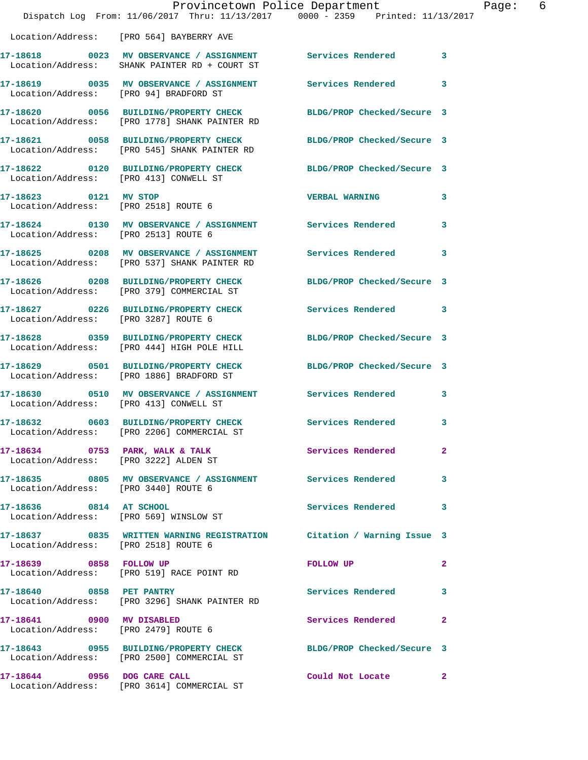Location/Address: [PRO 564] BAYBERRY AVE

| Call # | Time | Call Type | Disposition | Priority |
|---|---|---|---|---|
| 17-18618 | 0023 | MV OBSERVANCE / ASSIGNMENT | Services Rendered | 3 |
| | | Location/Address: SHANK PAINTER RD + COURT ST | | |
| 17-18619 | 0035 | MV OBSERVANCE / ASSIGNMENT | Services Rendered | 3 |
| | | Location/Address: [PRO 94] BRADFORD ST | | |
| 17-18620 | 0056 | BUILDING/PROPERTY CHECK | BLDG/PROP Checked/Secure | 3 |
| | | Location/Address: [PRO 1778] SHANK PAINTER RD | | |
| 17-18621 | 0058 | BUILDING/PROPERTY CHECK | BLDG/PROP Checked/Secure | 3 |
| | | Location/Address: [PRO 545] SHANK PAINTER RD | | |
| 17-18622 | 0120 | BUILDING/PROPERTY CHECK | BLDG/PROP Checked/Secure | 3 |
| | | Location/Address: [PRO 413] CONWELL ST | | |
| 17-18623 | 0121 | MV STOP | VERBAL WARNING | 3 |
| | | Location/Address: [PRO 2518] ROUTE 6 | | |
| 17-18624 | 0130 | MV OBSERVANCE / ASSIGNMENT | Services Rendered | 3 |
| | | Location/Address: [PRO 2513] ROUTE 6 | | |
| 17-18625 | 0208 | MV OBSERVANCE / ASSIGNMENT | Services Rendered | 3 |
| | | Location/Address: [PRO 537] SHANK PAINTER RD | | |
| 17-18626 | 0208 | BUILDING/PROPERTY CHECK | BLDG/PROP Checked/Secure | 3 |
| | | Location/Address: [PRO 379] COMMERCIAL ST | | |
| 17-18627 | 0226 | BUILDING/PROPERTY CHECK | Services Rendered | 3 |
| | | Location/Address: [PRO 3287] ROUTE 6 | | |
| 17-18628 | 0359 | BUILDING/PROPERTY CHECK | BLDG/PROP Checked/Secure | 3 |
| | | Location/Address: [PRO 444] HIGH POLE HILL | | |
| 17-18629 | 0501 | BUILDING/PROPERTY CHECK | BLDG/PROP Checked/Secure | 3 |
| | | Location/Address: [PRO 1886] BRADFORD ST | | |
| 17-18630 | 0510 | MV OBSERVANCE / ASSIGNMENT | Services Rendered | 3 |
| | | Location/Address: [PRO 413] CONWELL ST | | |
| 17-18632 | 0603 | BUILDING/PROPERTY CHECK | Services Rendered | 3 |
| | | Location/Address: [PRO 2206] COMMERCIAL ST | | |
| 17-18634 | 0753 | PARK, WALK & TALK | Services Rendered | 2 |
| | | Location/Address: [PRO 3222] ALDEN ST | | |
| 17-18635 | 0805 | MV OBSERVANCE / ASSIGNMENT | Services Rendered | 3 |
| | | Location/Address: [PRO 3440] ROUTE 6 | | |
| 17-18636 | 0814 | AT SCHOOL | Services Rendered | 3 |
| | | Location/Address: [PRO 569] WINSLOW ST | | |
| 17-18637 | 0835 | WRITTEN WARNING REGISTRATION | Citation / Warning Issue | 3 |
| | | Location/Address: [PRO 2518] ROUTE 6 | | |
| 17-18639 | 0858 | FOLLOW UP | FOLLOW UP | 2 |
| | | Location/Address: [PRO 519] RACE POINT RD | | |
| 17-18640 | 0858 | PET PANTRY | Services Rendered | 3 |
| | | Location/Address: [PRO 3296] SHANK PAINTER RD | | |
| 17-18641 | 0900 | MV DISABLED | Services Rendered | 2 |
| | | Location/Address: [PRO 2479] ROUTE 6 | | |
| 17-18643 | 0955 | BUILDING/PROPERTY CHECK | BLDG/PROP Checked/Secure | 3 |
| | | Location/Address: [PRO 2500] COMMERCIAL ST | | |
| 17-18644 | 0956 | DOG CARE CALL | Could Not Locate | 2 |
| | | Location/Address: [PRO 3614] COMMERCIAL ST | | |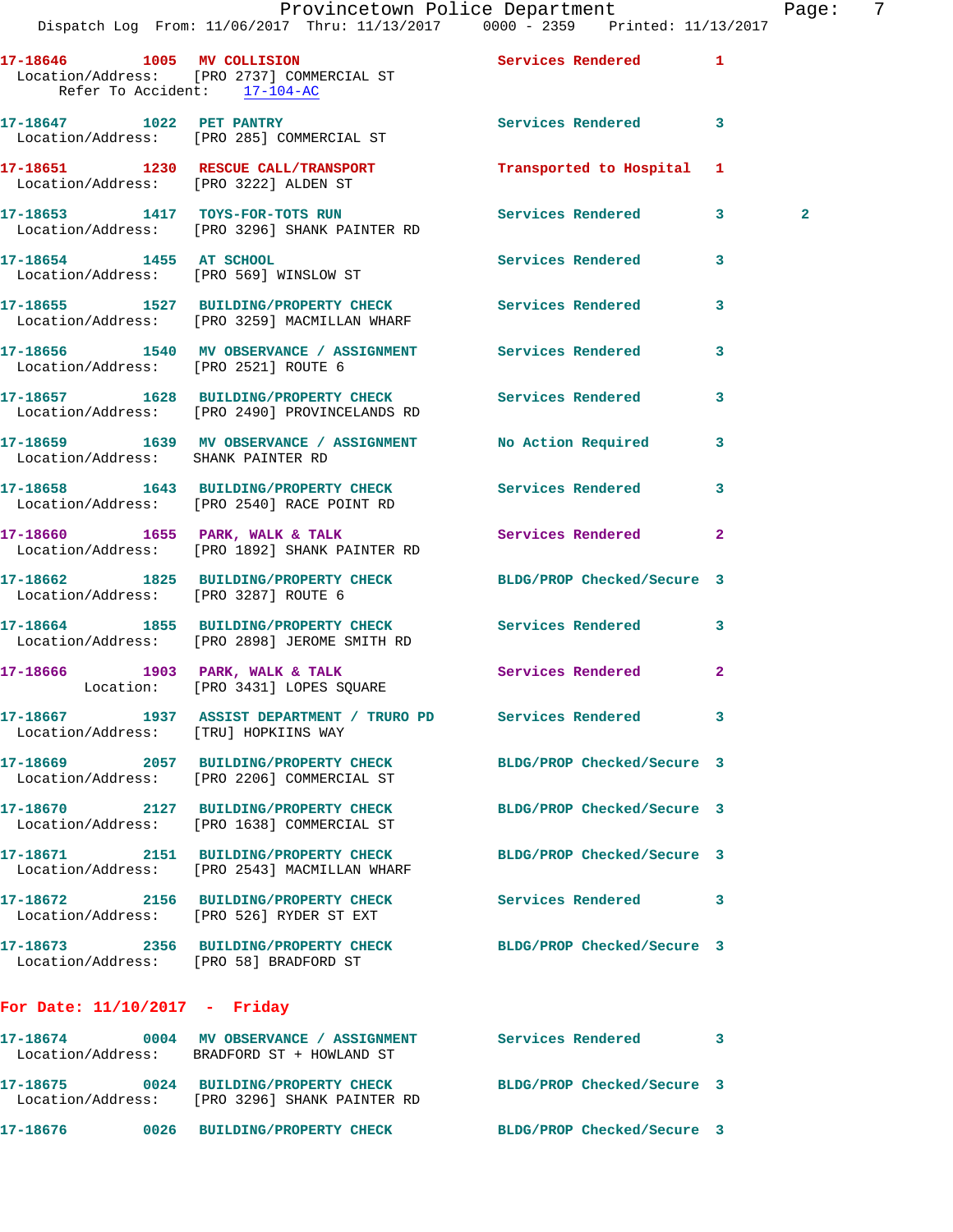17-18646 1005 MV COLLISION Services Rendered 1
Location/Address: [PRO 2737] COMMERCIAL ST
Refer To Accident: 17-104-AC

17-18647 1022 PET PANTRY Services Rendered 3
Location/Address: [PRO 285] COMMERCIAL ST

17-18651 1230 RESCUE CALL/TRANSPORT Transported to Hospital 1
Location/Address: [PRO 3222] ALDEN ST

17-18653 1417 TOYS-FOR-TOTS RUN Services Rendered 3 2
Location/Address: [PRO 3296] SHANK PAINTER RD

17-18654 1455 AT SCHOOL Services Rendered 3
Location/Address: [PRO 569] WINSLOW ST

17-18655 1527 BUILDING/PROPERTY CHECK Services Rendered 3
Location/Address: [PRO 3259] MACMILLAN WHARF

17-18656 1540 MV OBSERVANCE / ASSIGNMENT Services Rendered 3
Location/Address: [PRO 2521] ROUTE 6

17-18657 1628 BUILDING/PROPERTY CHECK Services Rendered 3
Location/Address: [PRO 2490] PROVINCELANDS RD

17-18659 1639 MV OBSERVANCE / ASSIGNMENT No Action Required 3
Location/Address: SHANK PAINTER RD

17-18658 1643 BUILDING/PROPERTY CHECK Services Rendered 3
Location/Address: [PRO 2540] RACE POINT RD

17-18660 1655 PARK, WALK & TALK Services Rendered 2
Location/Address: [PRO 1892] SHANK PAINTER RD

17-18662 1825 BUILDING/PROPERTY CHECK BLDG/PROP Checked/Secure 3
Location/Address: [PRO 3287] ROUTE 6

17-18664 1855 BUILDING/PROPERTY CHECK Services Rendered 3
Location/Address: [PRO 2898] JEROME SMITH RD

17-18666 1903 PARK, WALK & TALK Services Rendered 2
Location: [PRO 3431] LOPES SQUARE

17-18667 1937 ASSIST DEPARTMENT / TRURO PD Services Rendered 3
Location/Address: [TRU] HOPKIINS WAY

17-18669 2057 BUILDING/PROPERTY CHECK BLDG/PROP Checked/Secure 3
Location/Address: [PRO 2206] COMMERCIAL ST

17-18670 2127 BUILDING/PROPERTY CHECK BLDG/PROP Checked/Secure 3
Location/Address: [PRO 1638] COMMERCIAL ST

17-18671 2151 BUILDING/PROPERTY CHECK BLDG/PROP Checked/Secure 3
Location/Address: [PRO 2543] MACMILLAN WHARF

17-18672 2156 BUILDING/PROPERTY CHECK Services Rendered 3
Location/Address: [PRO 526] RYDER ST EXT

17-18673 2356 BUILDING/PROPERTY CHECK BLDG/PROP Checked/Secure 3
Location/Address: [PRO 58] BRADFORD ST

## For Date: 11/10/2017 - Friday

17-18674 0004 MV OBSERVANCE / ASSIGNMENT Services Rendered 3
Location/Address: BRADFORD ST + HOWLAND ST

17-18675 0024 BUILDING/PROPERTY CHECK BLDG/PROP Checked/Secure 3
Location/Address: [PRO 3296] SHANK PAINTER RD

17-18676 0026 BUILDING/PROPERTY CHECK BLDG/PROP Checked/Secure 3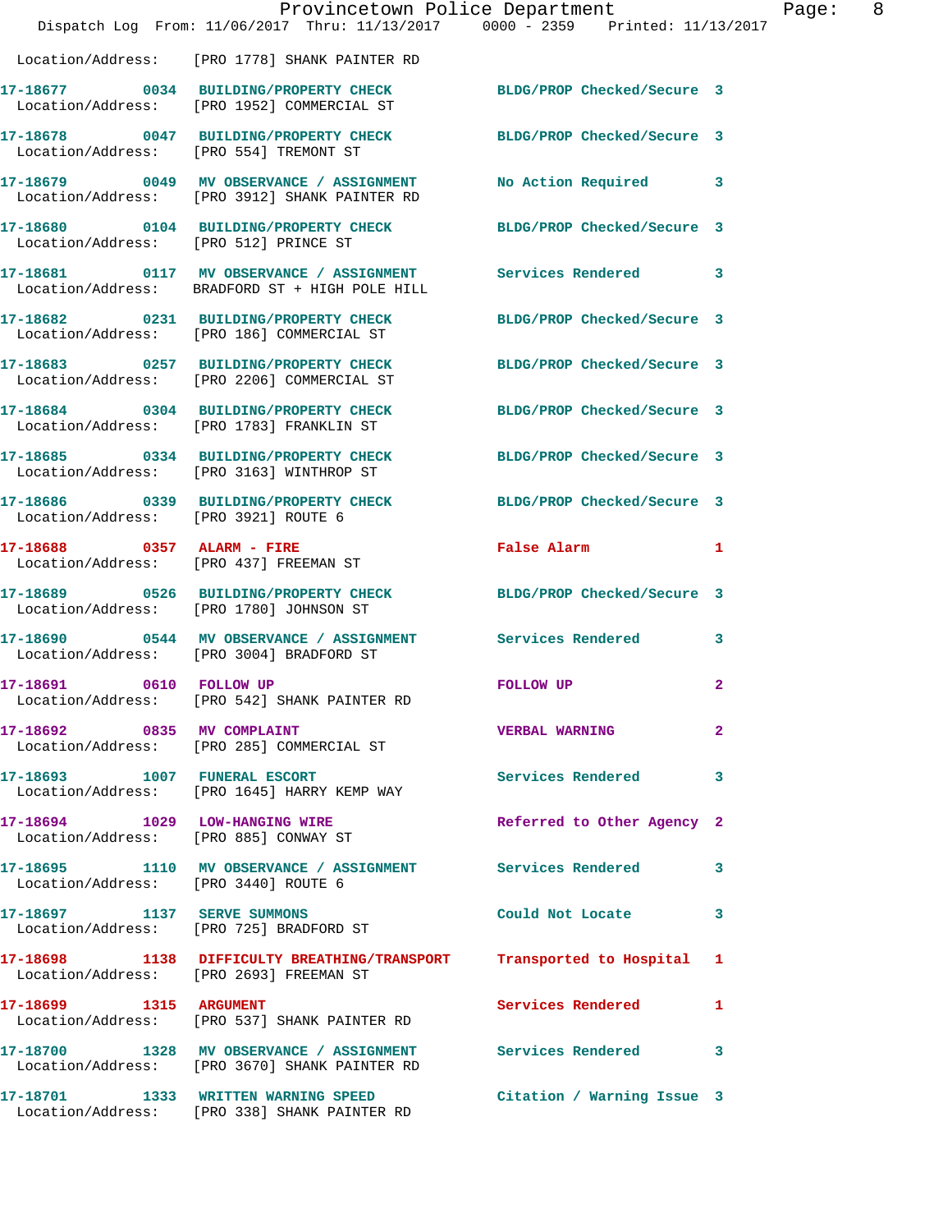Location/Address: [PRO 1778] SHANK PAINTER RD

| Call # | Time | Call Type | Disposition | Priority |
|---|---|---|---|---|
| 17-18677 | 0034 | BUILDING/PROPERTY CHECK | BLDG/PROP Checked/Secure | 3 |
| | | Location/Address: [PRO 1952] COMMERCIAL ST | | |
| 17-18678 | 0047 | BUILDING/PROPERTY CHECK | BLDG/PROP Checked/Secure | 3 |
| | | Location/Address: [PRO 554] TREMONT ST | | |
| 17-18679 | 0049 | MV OBSERVANCE / ASSIGNMENT | No Action Required | 3 |
| | | Location/Address: [PRO 3912] SHANK PAINTER RD | | |
| 17-18680 | 0104 | BUILDING/PROPERTY CHECK | BLDG/PROP Checked/Secure | 3 |
| | | Location/Address: [PRO 512] PRINCE ST | | |
| 17-18681 | 0117 | MV OBSERVANCE / ASSIGNMENT | Services Rendered | 3 |
| | | Location/Address: BRADFORD ST + HIGH POLE HILL | | |
| 17-18682 | 0231 | BUILDING/PROPERTY CHECK | BLDG/PROP Checked/Secure | 3 |
| | | Location/Address: [PRO 186] COMMERCIAL ST | | |
| 17-18683 | 0257 | BUILDING/PROPERTY CHECK | BLDG/PROP Checked/Secure | 3 |
| | | Location/Address: [PRO 2206] COMMERCIAL ST | | |
| 17-18684 | 0304 | BUILDING/PROPERTY CHECK | BLDG/PROP Checked/Secure | 3 |
| | | Location/Address: [PRO 1783] FRANKLIN ST | | |
| 17-18685 | 0334 | BUILDING/PROPERTY CHECK | BLDG/PROP Checked/Secure | 3 |
| | | Location/Address: [PRO 3163] WINTHROP ST | | |
| 17-18686 | 0339 | BUILDING/PROPERTY CHECK | BLDG/PROP Checked/Secure | 3 |
| | | Location/Address: [PRO 3921] ROUTE 6 | | |
| 17-18688 | 0357 | ALARM - FIRE | False Alarm | 1 |
| | | Location/Address: [PRO 437] FREEMAN ST | | |
| 17-18689 | 0526 | BUILDING/PROPERTY CHECK | BLDG/PROP Checked/Secure | 3 |
| | | Location/Address: [PRO 1780] JOHNSON ST | | |
| 17-18690 | 0544 | MV OBSERVANCE / ASSIGNMENT | Services Rendered | 3 |
| | | Location/Address: [PRO 3004] BRADFORD ST | | |
| 17-18691 | 0610 | FOLLOW UP | FOLLOW UP | 2 |
| | | Location/Address: [PRO 542] SHANK PAINTER RD | | |
| 17-18692 | 0835 | MV COMPLAINT | VERBAL WARNING | 2 |
| | | Location/Address: [PRO 285] COMMERCIAL ST | | |
| 17-18693 | 1007 | FUNERAL ESCORT | Services Rendered | 3 |
| | | Location/Address: [PRO 1645] HARRY KEMP WAY | | |
| 17-18694 | 1029 | LOW-HANGING WIRE | Referred to Other Agency | 2 |
| | | Location/Address: [PRO 885] CONWAY ST | | |
| 17-18695 | 1110 | MV OBSERVANCE / ASSIGNMENT | Services Rendered | 3 |
| | | Location/Address: [PRO 3440] ROUTE 6 | | |
| 17-18697 | 1137 | SERVE SUMMONS | Could Not Locate | 3 |
| | | Location/Address: [PRO 725] BRADFORD ST | | |
| 17-18698 | 1138 | DIFFICULTY BREATHING/TRANSPORT | Transported to Hospital | 1 |
| | | Location/Address: [PRO 2693] FREEMAN ST | | |
| 17-18699 | 1315 | ARGUMENT | Services Rendered | 1 |
| | | Location/Address: [PRO 537] SHANK PAINTER RD | | |
| 17-18700 | 1328 | MV OBSERVANCE / ASSIGNMENT | Services Rendered | 3 |
| | | Location/Address: [PRO 3670] SHANK PAINTER RD | | |
| 17-18701 | 1333 | WRITTEN WARNING SPEED | Citation / Warning Issue | 3 |
| | | Location/Address: [PRO 338] SHANK PAINTER RD | | |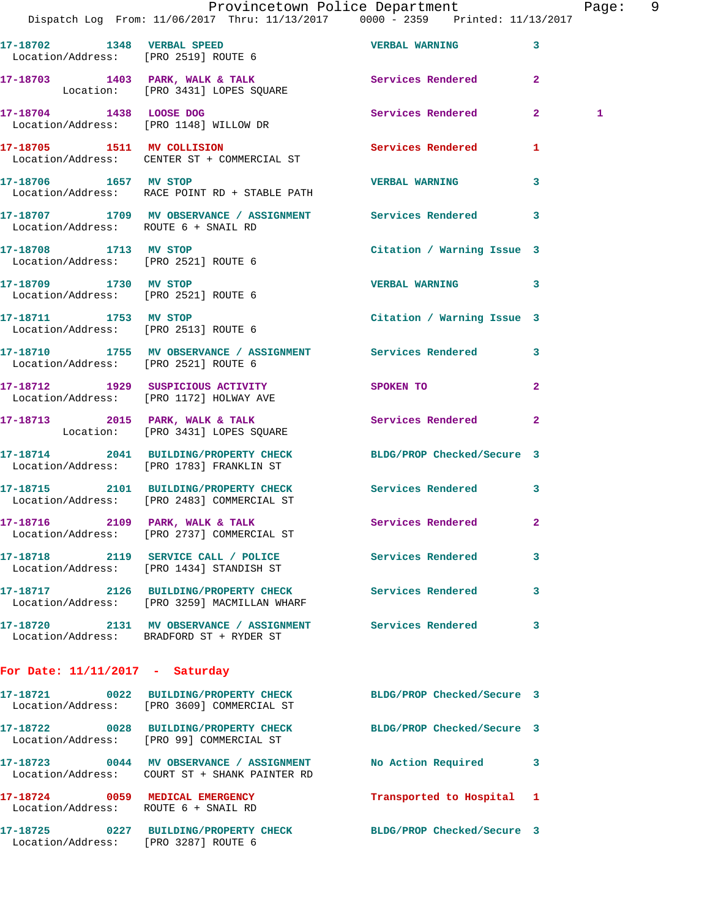**17-18702** 1348 **VERBAL SPEED** VERBAL WARNING 3
Location/Address: [PRO 2519] ROUTE 6

**17-18703** 1403 **PARK, WALK & TALK** Services Rendered 2
Location: [PRO 3431] LOPES SQUARE

**17-18704** 1438 **LOOSE DOG** Services Rendered 2 1
Location/Address: [PRO 1148] WILLOW DR

**17-18705** 1511 **MV COLLISION** Services Rendered 1
Location/Address: CENTER ST + COMMERCIAL ST

**17-18706** 1657 **MV STOP** VERBAL WARNING 3
Location/Address: RACE POINT RD + STABLE PATH

**17-18707** 1709 **MV OBSERVANCE / ASSIGNMENT** Services Rendered 3
Location/Address: ROUTE 6 + SNAIL RD

**17-18708** 1713 **MV STOP** Citation / Warning Issue 3
Location/Address: [PRO 2521] ROUTE 6

**17-18709** 1730 **MV STOP** VERBAL WARNING 3
Location/Address: [PRO 2521] ROUTE 6

**17-18711** 1753 **MV STOP** Citation / Warning Issue 3
Location/Address: [PRO 2513] ROUTE 6

**17-18710** 1755 **MV OBSERVANCE / ASSIGNMENT** Services Rendered 3
Location/Address: [PRO 2521] ROUTE 6

**17-18712** 1929 **SUSPICIOUS ACTIVITY** SPOKEN TO 2
Location/Address: [PRO 1172] HOLWAY AVE

**17-18713** 2015 **PARK, WALK & TALK** Services Rendered 2
Location: [PRO 3431] LOPES SQUARE

**17-18714** 2041 **BUILDING/PROPERTY CHECK** BLDG/PROP Checked/Secure 3
Location/Address: [PRO 1783] FRANKLIN ST

**17-18715** 2101 **BUILDING/PROPERTY CHECK** Services Rendered 3
Location/Address: [PRO 2483] COMMERCIAL ST

**17-18716** 2109 **PARK, WALK & TALK** Services Rendered 2
Location/Address: [PRO 2737] COMMERCIAL ST

**17-18718** 2119 **SERVICE CALL / POLICE** Services Rendered 3
Location/Address: [PRO 1434] STANDISH ST

**17-18717** 2126 **BUILDING/PROPERTY CHECK** Services Rendered 3
Location/Address: [PRO 3259] MACMILLAN WHARF

**17-18720** 2131 **MV OBSERVANCE / ASSIGNMENT** Services Rendered 3
Location/Address: BRADFORD ST + RYDER ST

## For Date: 11/11/2017 - Saturday

**17-18721** 0022 **BUILDING/PROPERTY CHECK** BLDG/PROP Checked/Secure 3
Location/Address: [PRO 3609] COMMERCIAL ST

**17-18722** 0028 **BUILDING/PROPERTY CHECK** BLDG/PROP Checked/Secure 3
Location/Address: [PRO 99] COMMERCIAL ST

**17-18723** 0044 **MV OBSERVANCE / ASSIGNMENT** No Action Required 3
Location/Address: COURT ST + SHANK PAINTER RD

**17-18724** 0059 **MEDICAL EMERGENCY** Transported to Hospital 1
Location/Address: ROUTE 6 + SNAIL RD

**17-18725** 0227 **BUILDING/PROPERTY CHECK** BLDG/PROP Checked/Secure 3
Location/Address: [PRO 3287] ROUTE 6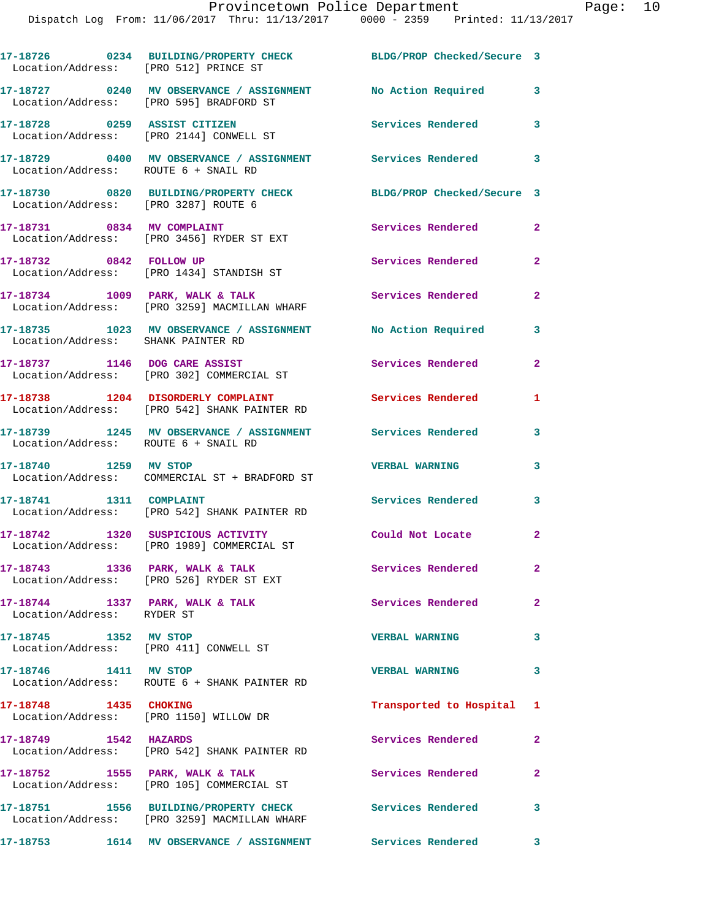| Call # | Time | Call Reason | Action | Priority |
|---|---|---|---|---|
| 17-18726 | 0234 | BUILDING/PROPERTY CHECK | BLDG/PROP Checked/Secure | 3 |
| Location/Address: [PRO 512] PRINCE ST | | | | |
| 17-18727 | 0240 | MV OBSERVATION / ASSIGNMENT | No Action Required | 3 |
| Location/Address: [PRO 595] BRADFORD ST | | | | |
| 17-18728 | 0259 | ASSIST CITIZEN | Services Rendered | 3 |
| Location/Address: [PRO 2144] CONWELL ST | | | | |
| 17-18729 | 0400 | MV OBSERVATION / ASSIGNMENT | Services Rendered | 3 |
| Location/Address: ROUTE 6 + SNAIL RD | | | | |
| 17-18730 | 0820 | BUILDING/PROPERTY CHECK | BLDG/PROP Checked/Secure | 3 |
| Location/Address: [PRO 3287] ROUTE 6 | | | | |
| 17-18731 | 0834 | MV COMPLAINT | Services Rendered | 2 |
| Location/Address: [PRO 3456] RYDER ST EXT | | | | |
| 17-18732 | 0842 | FOLLOW UP | Services Rendered | 2 |
| Location/Address: [PRO 1434] STANDISH ST | | | | |
| 17-18734 | 1009 | PARK, WALK & TALK | Services Rendered | 2 |
| Location/Address: [PRO 3259] MACMILLAN WHARF | | | | |
| 17-18735 | 1023 | MV OBSERVATION / ASSIGNMENT | No Action Required | 3 |
| Location/Address: SHANK PAINTER RD | | | | |
| 17-18737 | 1146 | DOG CARE ASSIST | Services Rendered | 2 |
| Location/Address: [PRO 302] COMMERCIAL ST | | | | |
| 17-18738 | 1204 | DISORDERLY COMPLAINT | Services Rendered | 1 |
| Location/Address: [PRO 542] SHANK PAINTER RD | | | | |
| 17-18739 | 1245 | MV OBSERVATION / ASSIGNMENT | Services Rendered | 3 |
| Location/Address: ROUTE 6 + SNAIL RD | | | | |
| 17-18740 | 1259 | MV STOP | VERBAL WARNING | 3 |
| Location/Address: COMMERCIAL ST + BRADFORD ST | | | | |
| 17-18741 | 1311 | COMPLAINT | Services Rendered | 3 |
| Location/Address: [PRO 542] SHANK PAINTER RD | | | | |
| 17-18742 | 1320 | SUSPICIOUS ACTIVITY | Could Not Locate | 2 |
| Location/Address: [PRO 1989] COMMERCIAL ST | | | | |
| 17-18743 | 1336 | PARK, WALK & TALK | Services Rendered | 2 |
| Location/Address: [PRO 526] RYDER ST EXT | | | | |
| 17-18744 | 1337 | PARK, WALK & TALK | Services Rendered | 2 |
| Location/Address: RYDER ST | | | | |
| 17-18745 | 1352 | MV STOP | VERBAL WARNING | 3 |
| Location/Address: [PRO 411] CONWELL ST | | | | |
| 17-18746 | 1411 | MV STOP | VERBAL WARNING | 3 |
| Location/Address: ROUTE 6 + SHANK PAINTER RD | | | | |
| 17-18748 | 1435 | CHOKING | Transported to Hospital | 1 |
| Location/Address: [PRO 1150] WILLOW DR | | | | |
| 17-18749 | 1542 | HAZARDS | Services Rendered | 2 |
| Location/Address: [PRO 542] SHANK PAINTER RD | | | | |
| 17-18752 | 1555 | PARK, WALK & TALK | Services Rendered | 2 |
| Location/Address: [PRO 105] COMMERCIAL ST | | | | |
| 17-18751 | 1556 | BUILDING/PROPERTY CHECK | Services Rendered | 3 |
| Location/Address: [PRO 3259] MACMILLAN WHARF | | | | |
| 17-18753 | 1614 | MV OBSERVATION / ASSIGNMENT | Services Rendered | 3 |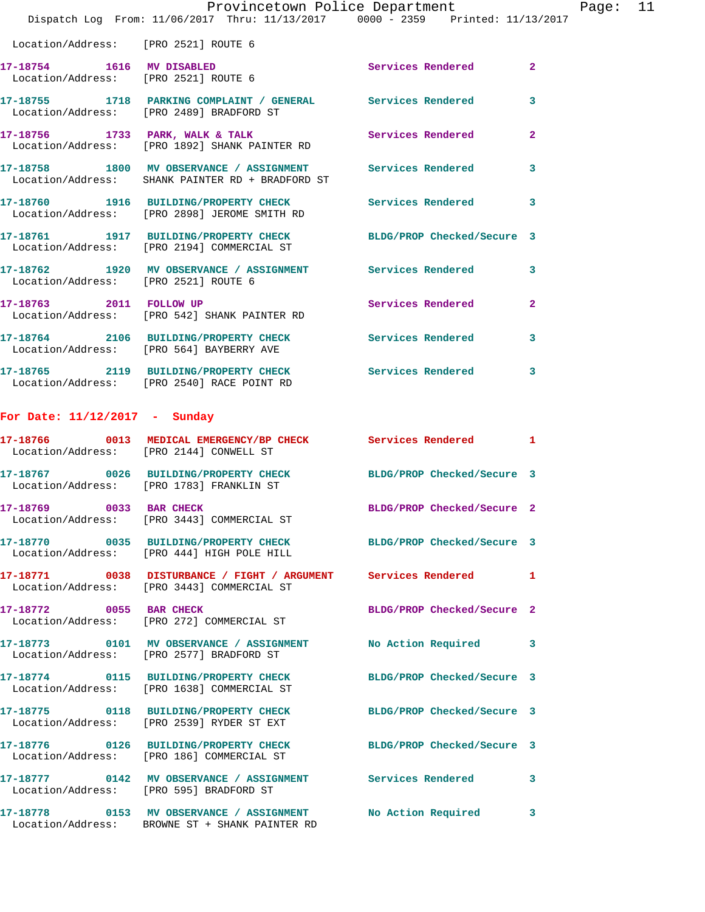Location/Address: [PRO 2521] ROUTE 6

| Call # | Time | Call Reason | Action | Priority |
|---|---|---|---|---|
| 17-18754 | 1616 | MV DISABLED | Services Rendered | 2 |
| | | Location/Address: [PRO 2521] ROUTE 6 | | |
| 17-18755 | 1718 | PARKING COMPLAINT / GENERAL | Services Rendered | 3 |
| | | Location/Address: [PRO 2489] BRADFORD ST | | |
| 17-18756 | 1733 | PARK, WALK & TALK | Services Rendered | 2 |
| | | Location/Address: [PRO 1892] SHANK PAINTER RD | | |
| 17-18758 | 1800 | MV OBSERVANCE / ASSIGNMENT | Services Rendered | 3 |
| | | Location/Address: SHANK PAINTER RD + BRADFORD ST | | |
| 17-18760 | 1916 | BUILDING/PROPERTY CHECK | Services Rendered | 3 |
| | | Location/Address: [PRO 2898] JEROME SMITH RD | | |
| 17-18761 | 1917 | BUILDING/PROPERTY CHECK | BLDG/PROP Checked/Secure | 3 |
| | | Location/Address: [PRO 2194] COMMERCIAL ST | | |
| 17-18762 | 1920 | MV OBSERVANCE / ASSIGNMENT | Services Rendered | 3 |
| | | Location/Address: [PRO 2521] ROUTE 6 | | |
| 17-18763 | 2011 | FOLLOW UP | Services Rendered | 2 |
| | | Location/Address: [PRO 542] SHANK PAINTER RD | | |
| 17-18764 | 2106 | BUILDING/PROPERTY CHECK | Services Rendered | 3 |
| | | Location/Address: [PRO 564] BAYBERRY AVE | | |
| 17-18765 | 2119 | BUILDING/PROPERTY CHECK | Services Rendered | 3 |
| | | Location/Address: [PRO 2540] RACE POINT RD | | |

## For Date: 11/12/2017 - Sunday

| Call # | Time | Call Reason | Action | Priority |
|---|---|---|---|---|
| 17-18766 | 0013 | MEDICAL EMERGENCY/BP CHECK | Services Rendered | 1 |
| | | Location/Address: [PRO 2144] CONWELL ST | | |
| 17-18767 | 0026 | BUILDING/PROPERTY CHECK | BLDG/PROP Checked/Secure | 3 |
| | | Location/Address: [PRO 1783] FRANKLIN ST | | |
| 17-18769 | 0033 | BAR CHECK | BLDG/PROP Checked/Secure | 2 |
| | | Location/Address: [PRO 3443] COMMERCIAL ST | | |
| 17-18770 | 0035 | BUILDING/PROPERTY CHECK | BLDG/PROP Checked/Secure | 3 |
| | | Location/Address: [PRO 444] HIGH POLE HILL | | |
| 17-18771 | 0038 | DISTURBANCE / FIGHT / ARGUMENT | Services Rendered | 1 |
| | | Location/Address: [PRO 3443] COMMERCIAL ST | | |
| 17-18772 | 0055 | BAR CHECK | BLDG/PROP Checked/Secure | 2 |
| | | Location/Address: [PRO 272] COMMERCIAL ST | | |
| 17-18773 | 0101 | MV OBSERVANCE / ASSIGNMENT | No Action Required | 3 |
| | | Location/Address: [PRO 2577] BRADFORD ST | | |
| 17-18774 | 0115 | BUILDING/PROPERTY CHECK | BLDG/PROP Checked/Secure | 3 |
| | | Location/Address: [PRO 1638] COMMERCIAL ST | | |
| 17-18775 | 0118 | BUILDING/PROPERTY CHECK | BLDG/PROP Checked/Secure | 3 |
| | | Location/Address: [PRO 2539] RYDER ST EXT | | |
| 17-18776 | 0126 | BUILDING/PROPERTY CHECK | BLDG/PROP Checked/Secure | 3 |
| | | Location/Address: [PRO 186] COMMERCIAL ST | | |
| 17-18777 | 0142 | MV OBSERVANCE / ASSIGNMENT | Services Rendered | 3 |
| | | Location/Address: [PRO 595] BRADFORD ST | | |
| 17-18778 | 0153 | MV OBSERVANCE / ASSIGNMENT | No Action Required | 3 |
| | | Location/Address: BROWNE ST + SHANK PAINTER RD | | |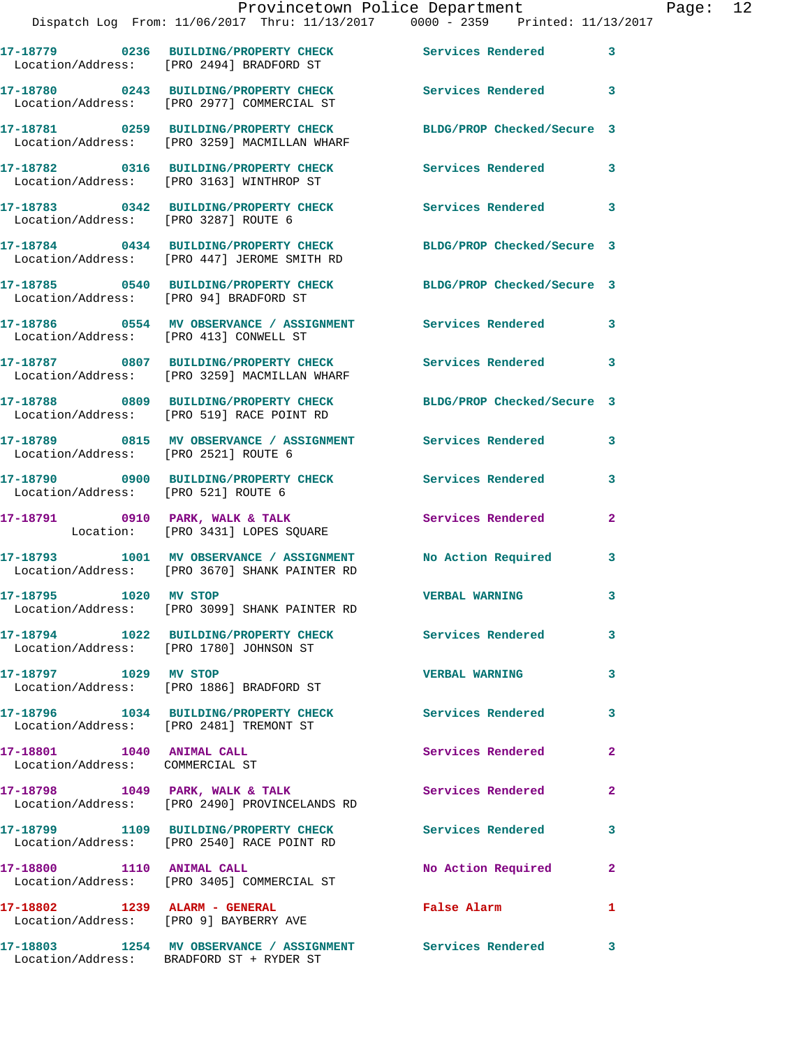17-18779 0236 BUILDING/PROPERTY CHECK Services Rendered 3
Location/Address: [PRO 2494] BRADFORD ST

17-18780 0243 BUILDING/PROPERTY CHECK Services Rendered 3
Location/Address: [PRO 2977] COMMERCIAL ST

17-18781 0259 BUILDING/PROPERTY CHECK BLDG/PROP Checked/Secure 3
Location/Address: [PRO 3259] MACMILLAN WHARF

17-18782 0316 BUILDING/PROPERTY CHECK Services Rendered 3
Location/Address: [PRO 3163] WINTHROP ST

17-18783 0342 BUILDING/PROPERTY CHECK Services Rendered 3
Location/Address: [PRO 3287] ROUTE 6

17-18784 0434 BUILDING/PROPERTY CHECK BLDG/PROP Checked/Secure 3
Location/Address: [PRO 447] JEROME SMITH RD

17-18785 0540 BUILDING/PROPERTY CHECK BLDG/PROP Checked/Secure 3
Location/Address: [PRO 94] BRADFORD ST

17-18786 0554 MV OBSERVANCE / ASSIGNMENT Services Rendered 3
Location/Address: [PRO 413] CONWELL ST

17-18787 0807 BUILDING/PROPERTY CHECK Services Rendered 3
Location/Address: [PRO 3259] MACMILLAN WHARF

17-18788 0809 BUILDING/PROPERTY CHECK BLDG/PROP Checked/Secure 3
Location/Address: [PRO 519] RACE POINT RD

17-18789 0815 MV OBSERVANCE / ASSIGNMENT Services Rendered 3
Location/Address: [PRO 2521] ROUTE 6

17-18790 0900 BUILDING/PROPERTY CHECK Services Rendered 3
Location/Address: [PRO 521] ROUTE 6

17-18791 0910 PARK, WALK & TALK Services Rendered 2
Location: [PRO 3431] LOPES SQUARE

17-18793 1001 MV OBSERVANCE / ASSIGNMENT No Action Required 3
Location/Address: [PRO 3670] SHANK PAINTER RD

17-18795 1020 MV STOP VERBAL WARNING 3
Location/Address: [PRO 3099] SHANK PAINTER RD

17-18794 1022 BUILDING/PROPERTY CHECK Services Rendered 3
Location/Address: [PRO 1780] JOHNSON ST

17-18797 1029 MV STOP VERBAL WARNING 3
Location/Address: [PRO 1886] BRADFORD ST

17-18796 1034 BUILDING/PROPERTY CHECK Services Rendered 3
Location/Address: [PRO 2481] TREMONT ST

17-18801 1040 ANIMAL CALL Services Rendered 2
Location/Address: COMMERCIAL ST

17-18798 1049 PARK, WALK & TALK Services Rendered 2
Location/Address: [PRO 2490] PROVINCELANDS RD

17-18799 1109 BUILDING/PROPERTY CHECK Services Rendered 3
Location/Address: [PRO 2540] RACE POINT RD

17-18800 1110 ANIMAL CALL No Action Required 2
Location/Address: [PRO 3405] COMMERCIAL ST

17-18802 1239 ALARM - GENERAL False Alarm 1
Location/Address: [PRO 9] BAYBERRY AVE

17-18803 1254 MV OBSERVANCE / ASSIGNMENT Services Rendered 3
Location/Address: BRADFORD ST + RYDER ST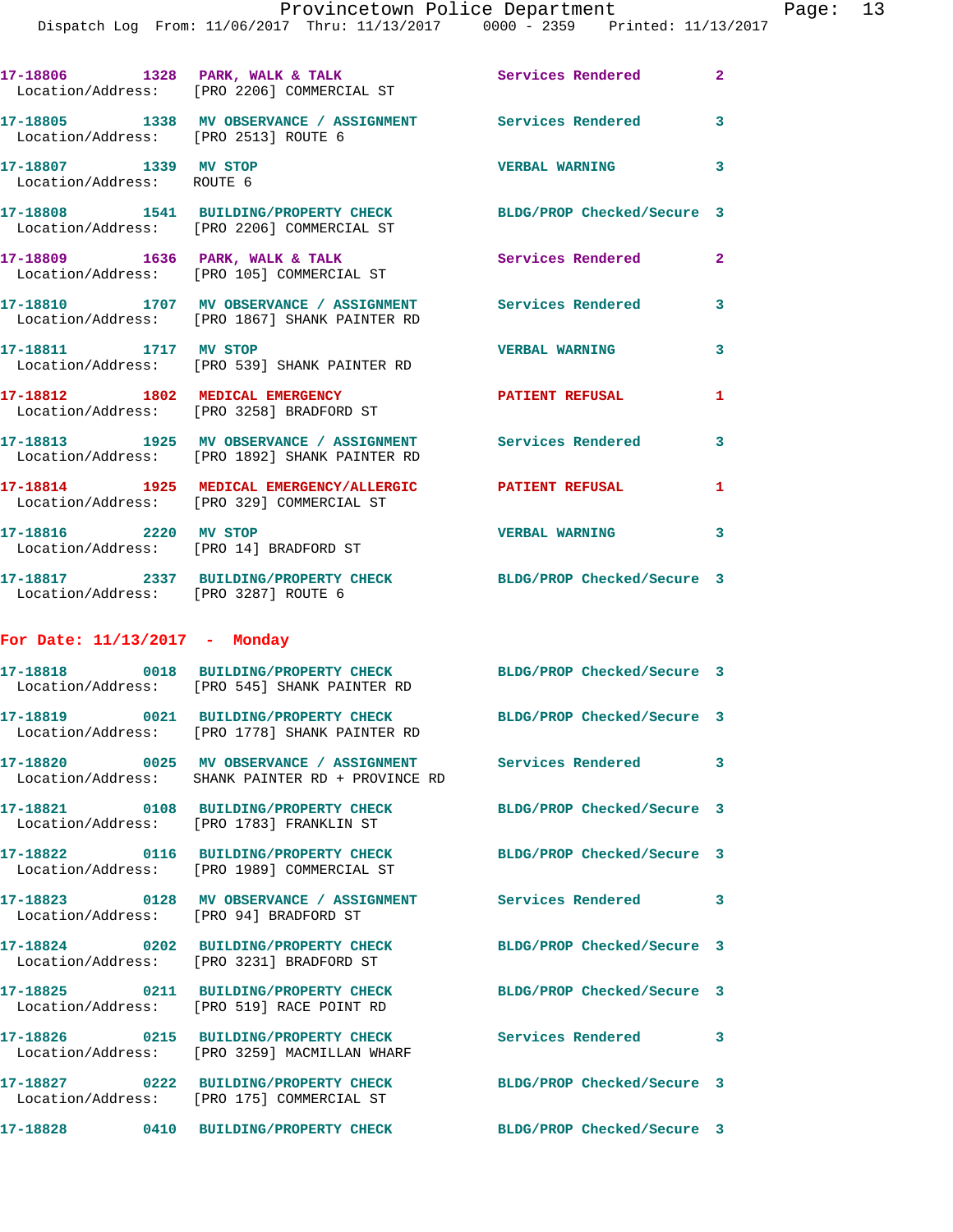17-18806 1328 PARK, WALK & TALK Services Rendered 2
Location/Address: [PRO 2206] COMMERCIAL ST

17-18805 1338 MV OBSERVANCE / ASSIGNMENT Services Rendered 3
Location/Address: [PRO 2513] ROUTE 6

17-18807 1339 MV STOP VERBAL WARNING 3
Location/Address: ROUTE 6

17-18808 1541 BUILDING/PROPERTY CHECK BLDG/PROP Checked/Secure 3
Location/Address: [PRO 2206] COMMERCIAL ST

17-18809 1636 PARK, WALK & TALK Services Rendered 2
Location/Address: [PRO 105] COMMERCIAL ST

17-18810 1707 MV OBSERVANCE / ASSIGNMENT Services Rendered 3
Location/Address: [PRO 1867] SHANK PAINTER RD

17-18811 1717 MV STOP VERBAL WARNING 3
Location/Address: [PRO 539] SHANK PAINTER RD

17-18812 1802 MEDICAL EMERGENCY PATIENT REFUSAL 1
Location/Address: [PRO 3258] BRADFORD ST

17-18813 1925 MV OBSERVANCE / ASSIGNMENT Services Rendered 3
Location/Address: [PRO 1892] SHANK PAINTER RD

17-18814 1925 MEDICAL EMERGENCY/ALLERGIC PATIENT REFUSAL 1
Location/Address: [PRO 329] COMMERCIAL ST

17-18816 2220 MV STOP VERBAL WARNING 3
Location/Address: [PRO 14] BRADFORD ST

17-18817 2337 BUILDING/PROPERTY CHECK BLDG/PROP Checked/Secure 3
Location/Address: [PRO 3287] ROUTE 6

**For Date: 11/13/2017 - Monday**

17-18818 0018 BUILDING/PROPERTY CHECK BLDG/PROP Checked/Secure 3
Location/Address: [PRO 545] SHANK PAINTER RD

17-18819 0021 BUILDING/PROPERTY CHECK BLDG/PROP Checked/Secure 3
Location/Address: [PRO 1778] SHANK PAINTER RD

17-18820 0025 MV OBSERVANCE / ASSIGNMENT Services Rendered 3
Location/Address: SHANK PAINTER RD + PROVINCE RD

17-18821 0108 BUILDING/PROPERTY CHECK BLDG/PROP Checked/Secure 3
Location/Address: [PRO 1783] FRANKLIN ST

17-18822 0116 BUILDING/PROPERTY CHECK BLDG/PROP Checked/Secure 3
Location/Address: [PRO 1989] COMMERCIAL ST

17-18823 0128 MV OBSERVANCE / ASSIGNMENT Services Rendered 3
Location/Address: [PRO 94] BRADFORD ST

17-18824 0202 BUILDING/PROPERTY CHECK BLDG/PROP Checked/Secure 3
Location/Address: [PRO 3231] BRADFORD ST

17-18825 0211 BUILDING/PROPERTY CHECK BLDG/PROP Checked/Secure 3
Location/Address: [PRO 519] RACE POINT RD

17-18826 0215 BUILDING/PROPERTY CHECK Services Rendered 3
Location/Address: [PRO 3259] MACMILLAN WHARF

17-18827 0222 BUILDING/PROPERTY CHECK BLDG/PROP Checked/Secure 3
Location/Address: [PRO 175] COMMERCIAL ST

17-18828 0410 BUILDING/PROPERTY CHECK BLDG/PROP Checked/Secure 3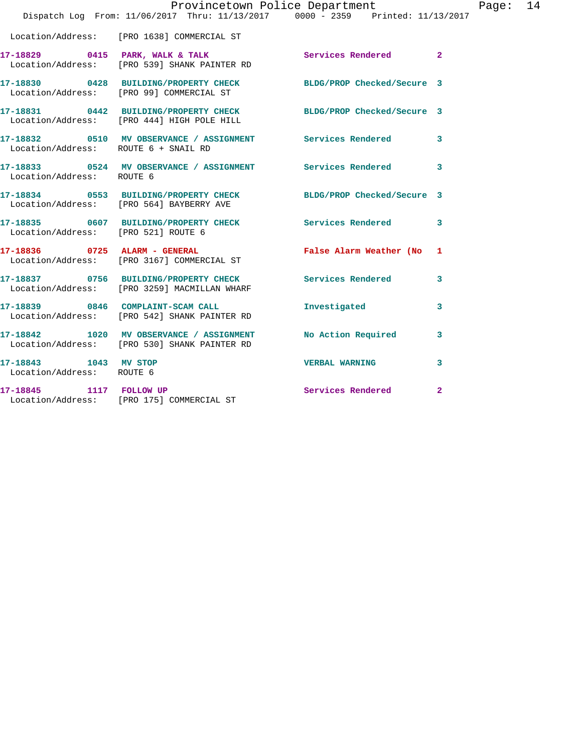Location/Address: [PRO 1638] COMMERCIAL ST

| | | | | |
|---|---|---|---|---|
| 17-18829 | 0415 | PARK, WALK & TALK | Services Rendered | 2 |
| Location/Address: [PRO 539] SHANK PAINTER RD | | | | |
| 17-18830 | 0428 | BUILDING/PROPERTY CHECK | BLDG/PROP Checked/Secure | 3 |
| Location/Address: [PRO 99] COMMERCIAL ST | | | | |
| 17-18831 | 0442 | BUILDING/PROPERTY CHECK | BLDG/PROP Checked/Secure | 3 |
| Location/Address: [PRO 444] HIGH POLE HILL | | | | |
| 17-18832 | 0510 | MV OBSERVANCE / ASSIGNMENT | Services Rendered | 3 |
| Location/Address: ROUTE 6 + SNAIL RD | | | | |
| 17-18833 | 0524 | MV OBSERVANCE / ASSIGNMENT | Services Rendered | 3 |
| Location/Address: ROUTE 6 | | | | |
| 17-18834 | 0553 | BUILDING/PROPERTY CHECK | BLDG/PROP Checked/Secure | 3 |
| Location/Address: [PRO 564] BAYBERRY AVE | | | | |
| 17-18835 | 0607 | BUILDING/PROPERTY CHECK | Services Rendered | 3 |
| Location/Address: [PRO 521] ROUTE 6 | | | | |
| 17-18836 | 0725 | ALARM - GENERAL | False Alarm Weather (No | 1 |
| Location/Address: [PRO 3167] COMMERCIAL ST | | | | |
| 17-18837 | 0756 | BUILDING/PROPERTY CHECK | Services Rendered | 3 |
| Location/Address: [PRO 3259] MACMILLAN WHARF | | | | |
| 17-18839 | 0846 | COMPLAINT-SCAM CALL | Investigated | 3 |
| Location/Address: [PRO 542] SHANK PAINTER RD | | | | |
| 17-18842 | 1020 | MV OBSERVANCE / ASSIGNMENT | No Action Required | 3 |
| Location/Address: [PRO 530] SHANK PAINTER RD | | | | |
| 17-18843 | 1043 | MV STOP | VERBAL WARNING | 3 |
| Location/Address: ROUTE 6 | | | | |
| 17-18845 | 1117 | FOLLOW UP | Services Rendered | 2 |
| Location/Address: [PRO 175] COMMERCIAL ST | | | | |